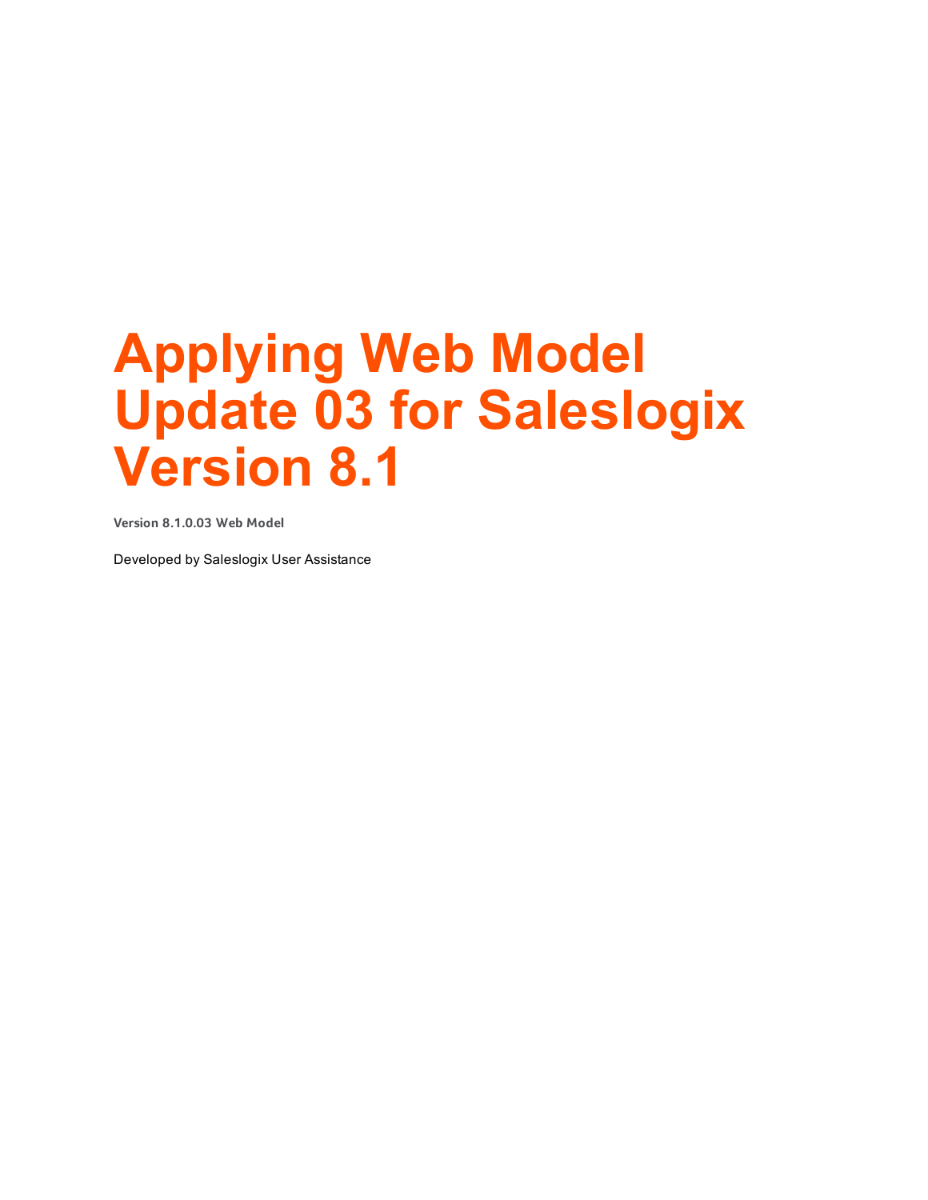# Applying Web Model Update 03 for Saleslogix Version 8.1

**Version 8.1.0.03 Web Model**

Developed by Saleslogix User Assistance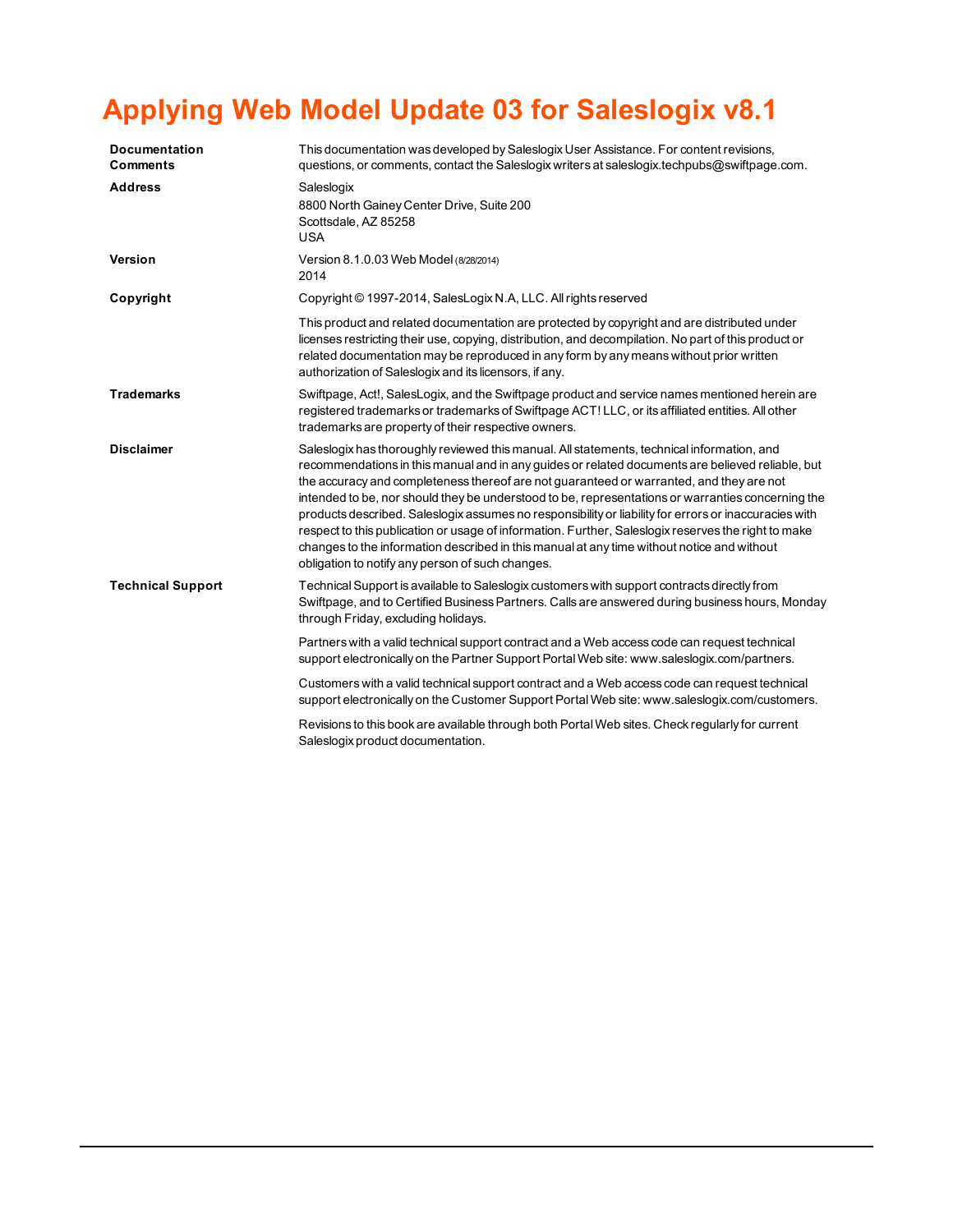# Applying Web Model Update 03 for Saleslogix v8.1

| | |
|---|---|
| **Documentation Comments** | This documentation was developed by Saleslogix User Assistance. For content revisions, questions, or comments, contact the Saleslogix writers at saleslogix.techpubs@swiftpage.com. |
| **Address** | Saleslogix<br>8800 North Gainey Center Drive, Suite 200<br>Scottsdale, AZ 85258<br>USA |
| **Version** | Version 8.1.0.03 Web Model (8/28/2014)<br>2014 |
| **Copyright** | Copyright © 1997-2014, SalesLogix N.A, LLC. All rights reserved<br><br>This product and related documentation are protected by copyright and are distributed under licenses restricting their use, copying, distribution, and decompilation. No part of this product or related documentation may be reproduced in any form by any means without prior written authorization of Saleslogix and its licensors, if any. |
| **Trademarks** | Swiftpage, Act!, SalesLogix, and the Swiftpage product and service names mentioned herein are registered trademarks or trademarks of Swiftpage ACT! LLC, or its affiliated entities. All other trademarks are property of their respective owners. |
| **Disclaimer** | Saleslogix has thoroughly reviewed this manual. All statements, technical information, and recommendations in this manual and in any guides or related documents are believed reliable, but the accuracy and completeness thereof are not guaranteed or warranted, and they are not intended to be, nor should they be understood to be, representations or warranties concerning the products described. Saleslogix assumes no responsibility or liability for errors or inaccuracies with respect to this publication or usage of information. Further, Saleslogix reserves the right to make changes to the information described in this manual at any time without notice and without obligation to notify any person of such changes. |
| **Technical Support** | Technical Support is available to Saleslogix customers with support contracts directly from Swiftpage, and to Certified Business Partners. Calls are answered during business hours, Monday through Friday, excluding holidays.<br><br>Partners with a valid technical support contract and a Web access code can request technical support electronically on the Partner Support Portal Web site: www.saleslogix.com/partners.<br><br>Customers with a valid technical support contract and a Web access code can request technical support electronically on the Customer Support Portal Web site: www.saleslogix.com/customers.<br><br>Revisions to this book are available through both Portal Web sites. Check regularly for current Saleslogix product documentation. |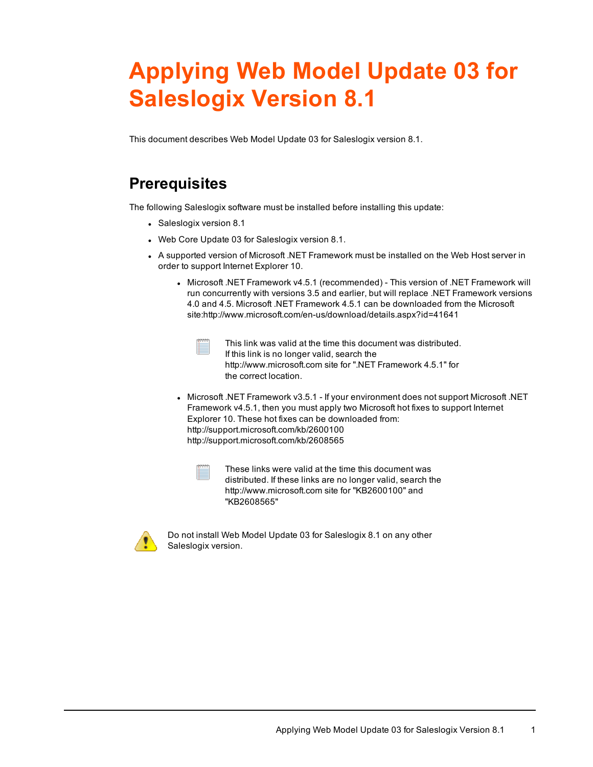# Applying Web Model Update 03 for Saleslogix Version 8.1

This document describes Web Model Update 03 for Saleslogix version 8.1.

## Prerequisites

The following Saleslogix software must be installed before installing this update:

- Saleslogix version 8.1
- Web Core Update 03 for Saleslogix version 8.1.
- A supported version of Microsoft .NET Framework must be installed on the Web Host server in order to support Internet Explorer 10.
  - Microsoft .NET Framework v4.5.1 (recommended) - This version of .NET Framework will run concurrently with versions 3.5 and earlier, but will replace .NET Framework versions 4.0 and 4.5. Microsoft .NET Framework 4.5.1 can be downloaded from the Microsoft site:http://www.microsoft.com/en-us/download/details.aspx?id=41641

    This link was valid at the time this document was distributed. If this link is no longer valid, search the http://www.microsoft.com site for ".NET Framework 4.5.1" for the correct location.

  - Microsoft .NET Framework v3.5.1 - If your environment does not support Microsoft .NET Framework v4.5.1, then you must apply two Microsoft hot fixes to support Internet Explorer 10. These hot fixes can be downloaded from:
    http://support.microsoft.com/kb/2600100
    http://support.microsoft.com/kb/2608565

    These links were valid at the time this document was distributed. If these links are no longer valid, search the http://www.microsoft.com site for "KB2600100" and "KB2608565"

Do not install Web Model Update 03 for Saleslogix 8.1 on any other Saleslogix version.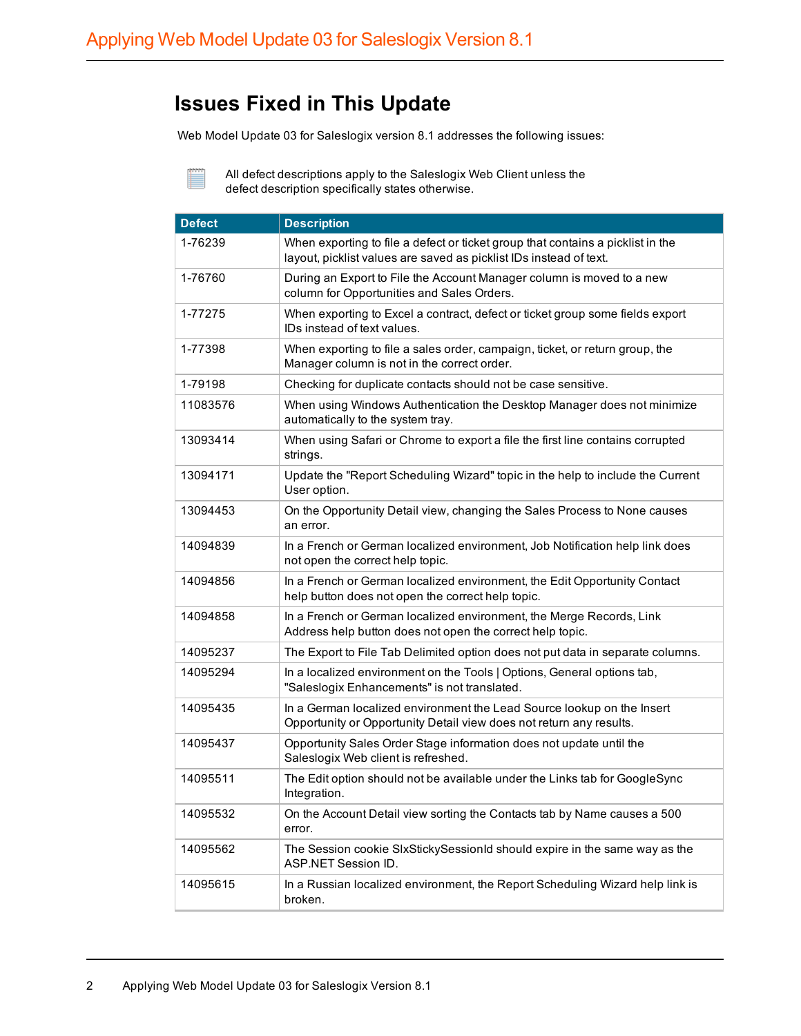## Issues Fixed in This Update

Web Model Update 03 for Saleslogix version 8.1 addresses the following issues:

All defect descriptions apply to the Saleslogix Web Client unless the defect description specifically states otherwise.

| Defect | Description |
| --- | --- |
| 1-76239 | When exporting to file a defect or ticket group that contains a picklist in the layout, picklist values are saved as picklist IDs instead of text. |
| 1-76760 | During an Export to File the Account Manager column is moved to a new column for Opportunities and Sales Orders. |
| 1-77275 | When exporting to Excel a contract, defect or ticket group some fields export IDs instead of text values. |
| 1-77398 | When exporting to file a sales order, campaign, ticket, or return group, the Manager column is not in the correct order. |
| 1-79198 | Checking for duplicate contacts should not be case sensitive. |
| 11083576 | When using Windows Authentication the Desktop Manager does not minimize automatically to the system tray. |
| 13093414 | When using Safari or Chrome to export a file the first line contains corrupted strings. |
| 13094171 | Update the "Report Scheduling Wizard" topic in the help to include the Current User option. |
| 13094453 | On the Opportunity Detail view, changing the Sales Process to None causes an error. |
| 14094839 | In a French or German localized environment, Job Notification help link does not open the correct help topic. |
| 14094856 | In a French or German localized environment, the Edit Opportunity Contact help button does not open the correct help topic. |
| 14094858 | In a French or German localized environment, the Merge Records, Link Address help button does not open the correct help topic. |
| 14095237 | The Export to File Tab Delimited option does not put data in separate columns. |
| 14095294 | In a localized environment on the Tools \| Options, General options tab, "Saleslogix Enhancements" is not translated. |
| 14095435 | In a German localized environment the Lead Source lookup on the Insert Opportunity or Opportunity Detail view does not return any results. |
| 14095437 | Opportunity Sales Order Stage information does not update until the Saleslogix Web client is refreshed. |
| 14095511 | The Edit option should not be available under the Links tab for GoogleSync Integration. |
| 14095532 | On the Account Detail view sorting the Contacts tab by Name causes a 500 error. |
| 14095562 | The Session cookie SlxStickySessionId should expire in the same way as the ASP.NET Session ID. |
| 14095615 | In a Russian localized environment, the Report Scheduling Wizard help link is broken. |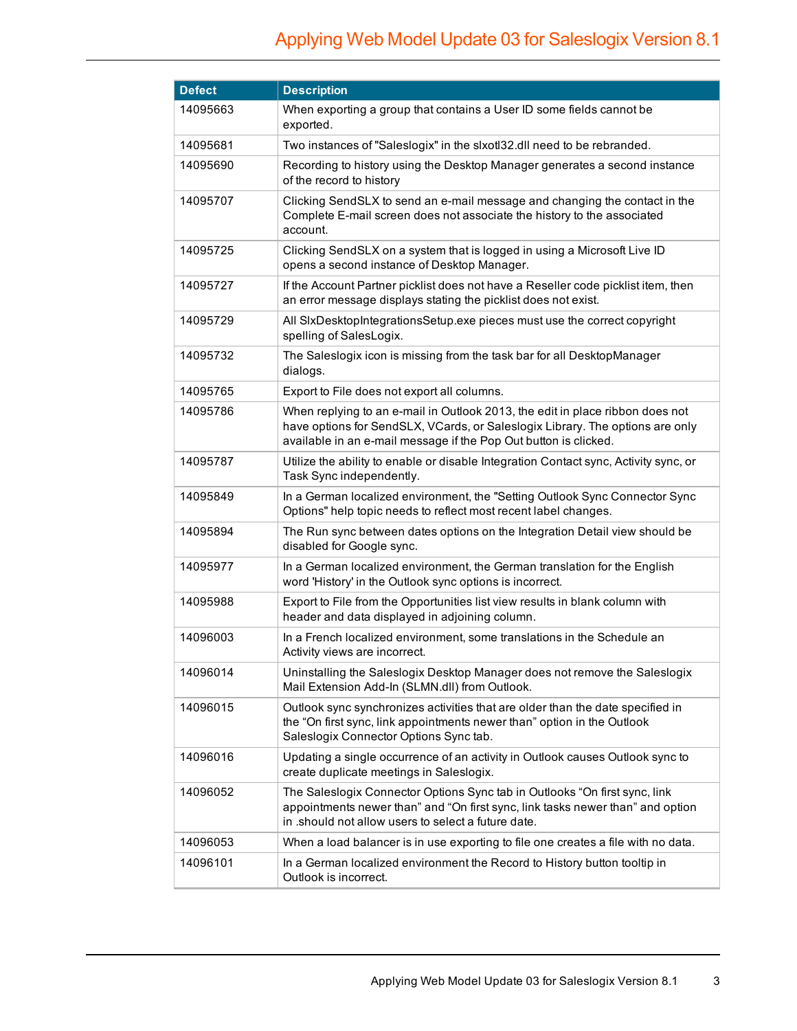| Defect | Description |
|---|---|
| 14095663 | When exporting a group that contains a User ID some fields cannot be exported. |
| 14095681 | Two instances of "Saleslogix" in the slxotl32.dll need to be rebranded. |
| 14095690 | Recording to history using the Desktop Manager generates a second instance of the record to history |
| 14095707 | Clicking SendSLX to send an e-mail message and changing the contact in the Complete E-mail screen does not associate the history to the associated account. |
| 14095725 | Clicking SendSLX on a system that is logged in using a Microsoft Live ID opens a second instance of Desktop Manager. |
| 14095727 | If the Account Partner picklist does not have a Reseller code picklist item, then an error message displays stating the picklist does not exist. |
| 14095729 | All SlxDesktopIntegrationsSetup.exe pieces must use the correct copyright spelling of SalesLogix. |
| 14095732 | The Saleslogix icon is missing from the task bar for all DesktopManager dialogs. |
| 14095765 | Export to File does not export all columns. |
| 14095786 | When replying to an e-mail in Outlook 2013, the edit in place ribbon does not have options for SendSLX, VCards, or Saleslogix Library. The options are only available in an e-mail message if the Pop Out button is clicked. |
| 14095787 | Utilize the ability to enable or disable Integration Contact sync, Activity sync, or Task Sync independently. |
| 14095849 | In a German localized environment, the "Setting Outlook Sync Connector Sync Options" help topic needs to reflect most recent label changes. |
| 14095894 | The Run sync between dates options on the Integration Detail view should be disabled for Google sync. |
| 14095977 | In a German localized environment, the German translation for the English word 'History' in the Outlook sync options is incorrect. |
| 14095988 | Export to File from the Opportunities list view results in blank column with header and data displayed in adjoining column. |
| 14096003 | In a French localized environment, some translations in the Schedule an Activity views are incorrect. |
| 14096014 | Uninstalling the Saleslogix Desktop Manager does not remove the Saleslogix Mail Extension Add-In (SLMN.dll) from Outlook. |
| 14096015 | Outlook sync synchronizes activities that are older than the date specified in the “On first sync, link appointments newer than” option in the Outlook Saleslogix Connector Options Sync tab. |
| 14096016 | Updating a single occurrence of an activity in Outlook causes Outlook sync to create duplicate meetings in Saleslogix. |
| 14096052 | The Saleslogix Connector Options Sync tab in Outlooks “On first sync, link appointments newer than” and “On first sync, link tasks newer than” and option in .should not allow users to select a future date. |
| 14096053 | When a load balancer is in use exporting to file one creates a file with no data. |
| 14096101 | In a German localized environment the Record to History button tooltip in Outlook is incorrect. |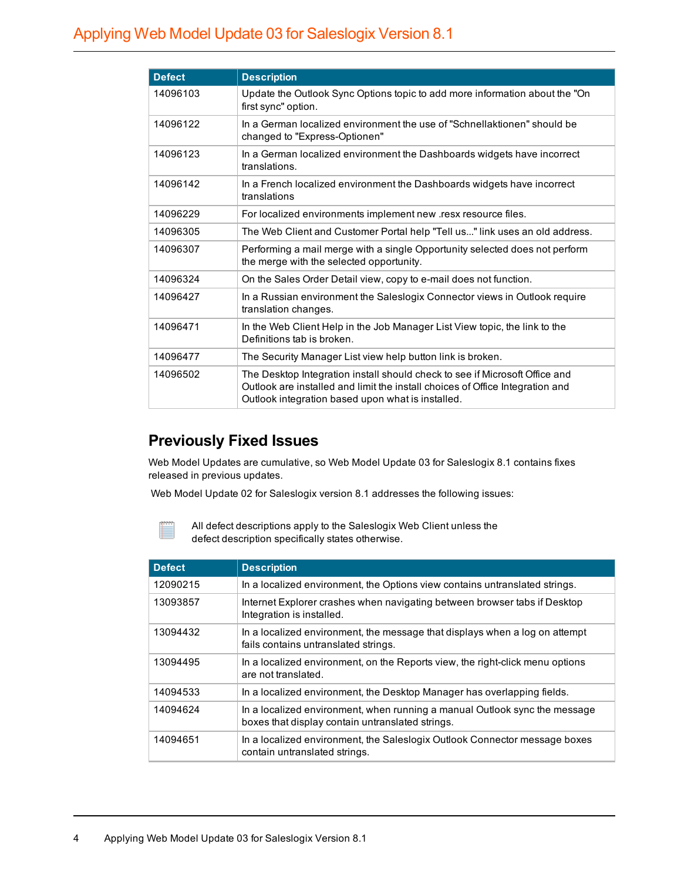| Defect | Description |
| --- | --- |
| 14096103 | Update the Outlook Sync Options topic to add more information about the "On first sync" option. |
| 14096122 | In a German localized environment the use of "Schnellaktionen" should be changed to "Express-Optionen" |
| 14096123 | In a German localized environment the Dashboards widgets have incorrect translations. |
| 14096142 | In a French localized environment the Dashboards widgets have incorrect translations |
| 14096229 | For localized environments implement new .resx resource files. |
| 14096305 | The Web Client and Customer Portal help "Tell us..." link uses an old address. |
| 14096307 | Performing a mail merge with a single Opportunity selected does not perform the merge with the selected opportunity. |
| 14096324 | On the Sales Order Detail view, copy to e-mail does not function. |
| 14096427 | In a Russian environment the Saleslogix Connector views in Outlook require translation changes. |
| 14096471 | In the Web Client Help in the Job Manager List View topic, the link to the Definitions tab is broken. |
| 14096477 | The Security Manager List view help button link is broken. |
| 14096502 | The Desktop Integration install should check to see if Microsoft Office and Outlook are installed and limit the install choices of Office Integration and Outlook integration based upon what is installed. |

## Previously Fixed Issues

Web Model Updates are cumulative, so Web Model Update 03 for Saleslogix 8.1 contains fixes released in previous updates.

Web Model Update 02 for Saleslogix version 8.1 addresses the following issues:

All defect descriptions apply to the Saleslogix Web Client unless the defect description specifically states otherwise.

| Defect | Description |
| --- | --- |
| 12090215 | In a localized environment, the Options view contains untranslated strings. |
| 13093857 | Internet Explorer crashes when navigating between browser tabs if Desktop Integration is installed. |
| 13094432 | In a localized environment, the message that displays when a log on attempt fails contains untranslated strings. |
| 13094495 | In a localized environment, on the Reports view, the right-click menu options are not translated. |
| 14094533 | In a localized environment, the Desktop Manager has overlapping fields. |
| 14094624 | In a localized environment, when running a manual Outlook sync the message boxes that display contain untranslated strings. |
| 14094651 | In a localized environment, the Saleslogix Outlook Connector message boxes contain untranslated strings. |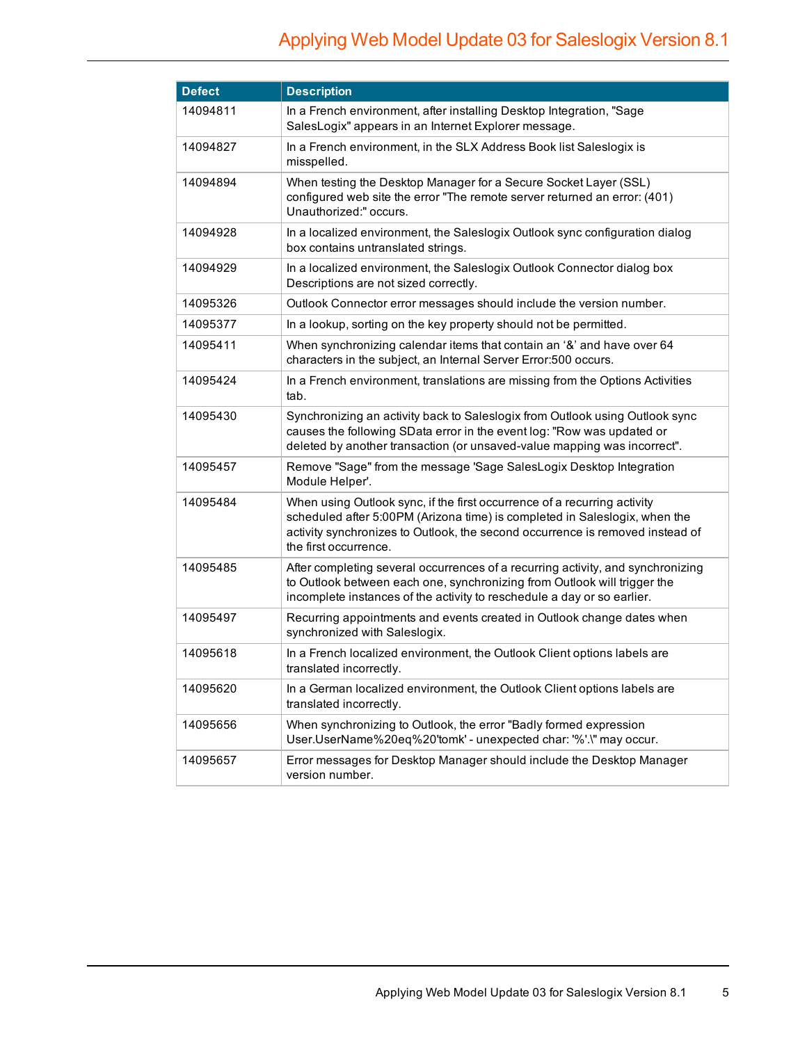| Defect | Description |
|---|---|
| 14094811 | In a French environment, after installing Desktop Integration, "Sage SalesLogix" appears in an Internet Explorer message. |
| 14094827 | In a French environment, in the SLX Address Book list Saleslogix is misspelled. |
| 14094894 | When testing the Desktop Manager for a Secure Socket Layer (SSL) configured web site the error "The remote server returned an error: (401) Unauthorized:" occurs. |
| 14094928 | In a localized environment, the Saleslogix Outlook sync configuration dialog box contains untranslated strings. |
| 14094929 | In a localized environment, the Saleslogix Outlook Connector dialog box Descriptions are not sized correctly. |
| 14095326 | Outlook Connector error messages should include the version number. |
| 14095377 | In a lookup, sorting on the key property should not be permitted. |
| 14095411 | When synchronizing calendar items that contain an '&' and have over 64 characters in the subject, an Internal Server Error:500 occurs. |
| 14095424 | In a French environment, translations are missing from the Options Activities tab. |
| 14095430 | Synchronizing an activity back to Saleslogix from Outlook using Outlook sync causes the following SData error in the event log: "Row was updated or deleted by another transaction (or unsaved-value mapping was incorrect". |
| 14095457 | Remove "Sage" from the message 'Sage SalesLogix Desktop Integration Module Helper'. |
| 14095484 | When using Outlook sync, if the first occurrence of a recurring activity scheduled after 5:00PM (Arizona time) is completed in Saleslogix, when the activity synchronizes to Outlook, the second occurrence is removed instead of the first occurrence. |
| 14095485 | After completing several occurrences of a recurring activity, and synchronizing to Outlook between each one, synchronizing from Outlook will trigger the incomplete instances of the activity to reschedule a day or so earlier. |
| 14095497 | Recurring appointments and events created in Outlook change dates when synchronized with Saleslogix. |
| 14095618 | In a French localized environment, the Outlook Client options labels are translated incorrectly. |
| 14095620 | In a German localized environment, the Outlook Client options labels are translated incorrectly. |
| 14095656 | When synchronizing to Outlook, the error "Badly formed expression User.UserName%20eq%20'tomk' - unexpected char: '%'.\" may occur. |
| 14095657 | Error messages for Desktop Manager should include the Desktop Manager version number. |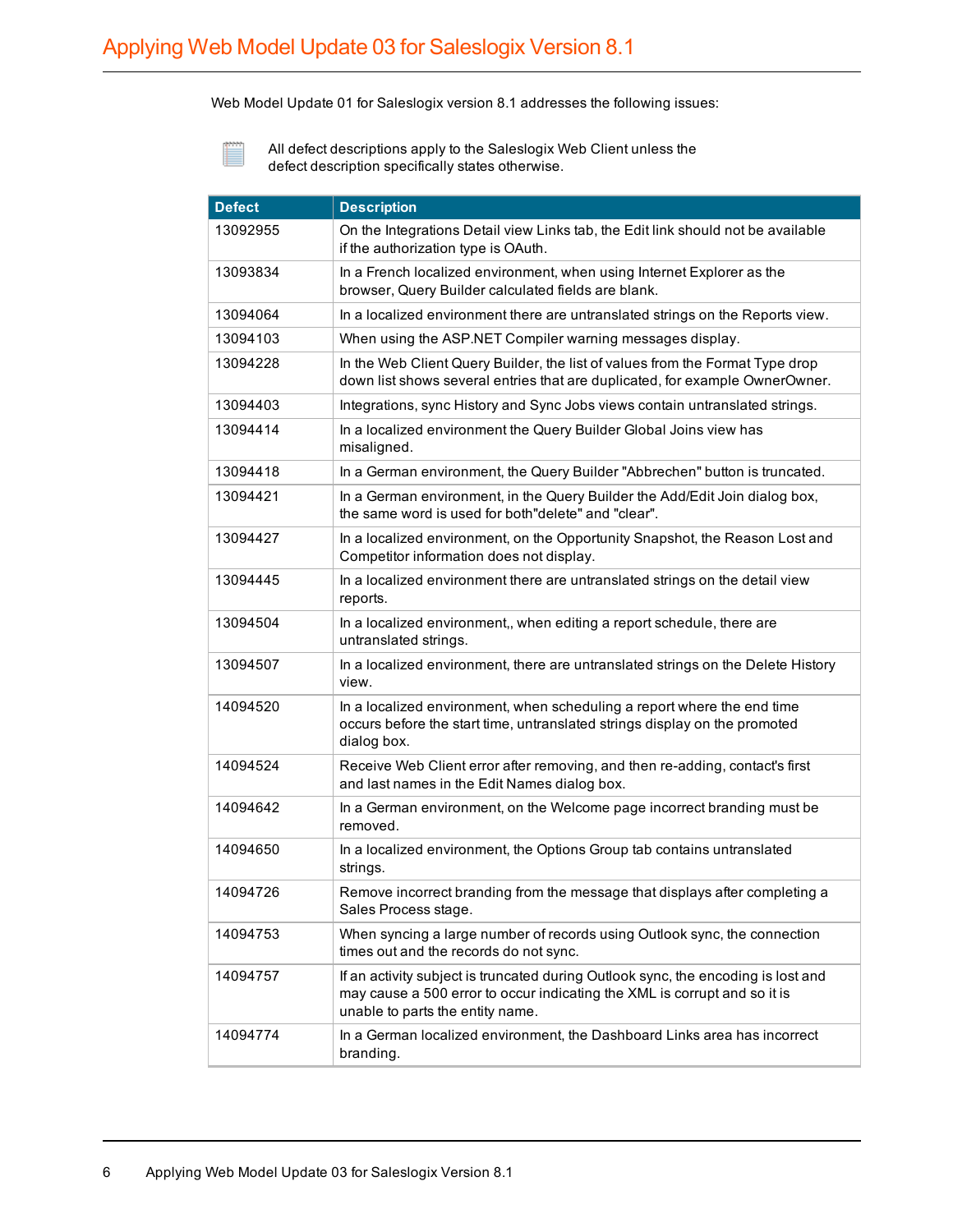Web Model Update 01 for Saleslogix version 8.1 addresses the following issues:

All defect descriptions apply to the Saleslogix Web Client unless the defect description specifically states otherwise.

| Defect | Description |
|---|---|
| 13092955 | On the Integrations Detail view Links tab, the Edit link should not be available if the authorization type is OAuth. |
| 13093834 | In a French localized environment, when using Internet Explorer as the browser, Query Builder calculated fields are blank. |
| 13094064 | In a localized environment there are untranslated strings on the Reports view. |
| 13094103 | When using the ASP.NET Compiler warning messages display. |
| 13094228 | In the Web Client Query Builder, the list of values from the Format Type drop down list shows several entries that are duplicated, for example OwnerOwner. |
| 13094403 | Integrations, sync History and Sync Jobs views contain untranslated strings. |
| 13094414 | In a localized environment the Query Builder Global Joins view has misaligned. |
| 13094418 | In a German environment, the Query Builder "Abbrechen" button is truncated. |
| 13094421 | In a German environment, in the Query Builder the Add/Edit Join dialog box, the same word is used for both"delete" and "clear". |
| 13094427 | In a localized environment, on the Opportunity Snapshot, the Reason Lost and Competitor information does not display. |
| 13094445 | In a localized environment there are untranslated strings on the detail view reports. |
| 13094504 | In a localized environment,, when editing a report schedule, there are untranslated strings. |
| 13094507 | In a localized environment, there are untranslated strings on the Delete History view. |
| 14094520 | In a localized environment, when scheduling a report where the end time occurs before the start time, untranslated strings display on the promoted dialog box. |
| 14094524 | Receive Web Client error after removing, and then re-adding, contact's first and last names in the Edit Names dialog box. |
| 14094642 | In a German environment, on the Welcome page incorrect branding must be removed. |
| 14094650 | In a localized environment, the Options Group tab contains untranslated strings. |
| 14094726 | Remove incorrect branding from the message that displays after completing a Sales Process stage. |
| 14094753 | When syncing a large number of records using Outlook sync, the connection times out and the records do not sync. |
| 14094757 | If an activity subject is truncated during Outlook sync, the encoding is lost and may cause a 500 error to occur indicating the XML is corrupt and so it is unable to parts the entity name. |
| 14094774 | In a German localized environment, the Dashboard Links area has incorrect branding. |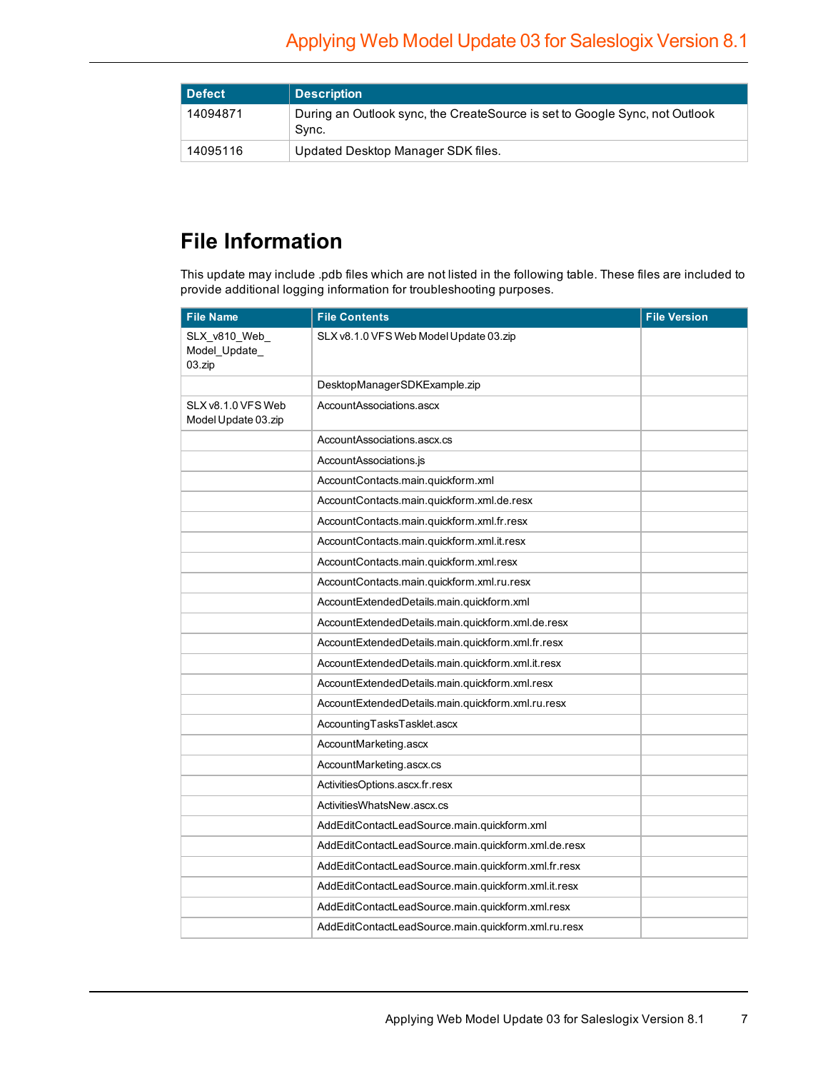| Defect | Description |
| --- | --- |
| 14094871 | During an Outlook sync, the CreateSource is set to Google Sync, not Outlook Sync. |
| 14095116 | Updated Desktop Manager SDK files. |

# File Information

This update may include .pdb files which are not listed in the following table. These files are included to provide additional logging information for troubleshooting purposes.

| File Name | File Contents | File Version |
| --- | --- | --- |
| SLX_v810_Web_Model_Update_03.zip | SLX v8.1.0 VFS Web Model Update 03.zip | |
| | DesktopManagerSDKExample.zip | |
| SLX v8.1.0 VFS Web Model Update 03.zip | AccountAssociations.ascx | |
| | AccountAssociations.ascx.cs | |
| | AccountAssociations.js | |
| | AccountContacts.main.quickform.xml | |
| | AccountContacts.main.quickform.xml.de.resx | |
| | AccountContacts.main.quickform.xml.fr.resx | |
| | AccountContacts.main.quickform.xml.it.resx | |
| | AccountContacts.main.quickform.xml.resx | |
| | AccountContacts.main.quickform.xml.ru.resx | |
| | AccountExtendedDetails.main.quickform.xml | |
| | AccountExtendedDetails.main.quickform.xml.de.resx | |
| | AccountExtendedDetails.main.quickform.xml.fr.resx | |
| | AccountExtendedDetails.main.quickform.xml.it.resx | |
| | AccountExtendedDetails.main.quickform.xml.resx | |
| | AccountExtendedDetails.main.quickform.xml.ru.resx | |
| | AccountingTasksTasklet.ascx | |
| | AccountMarketing.ascx | |
| | AccountMarketing.ascx.cs | |
| | ActivitiesOptions.ascx.fr.resx | |
| | ActivitiesWhatsNew.ascx.cs | |
| | AddEditContactLeadSource.main.quickform.xml | |
| | AddEditContactLeadSource.main.quickform.xml.de.resx | |
| | AddEditContactLeadSource.main.quickform.xml.fr.resx | |
| | AddEditContactLeadSource.main.quickform.xml.it.resx | |
| | AddEditContactLeadSource.main.quickform.xml.resx | |
| | AddEditContactLeadSource.main.quickform.xml.ru.resx | |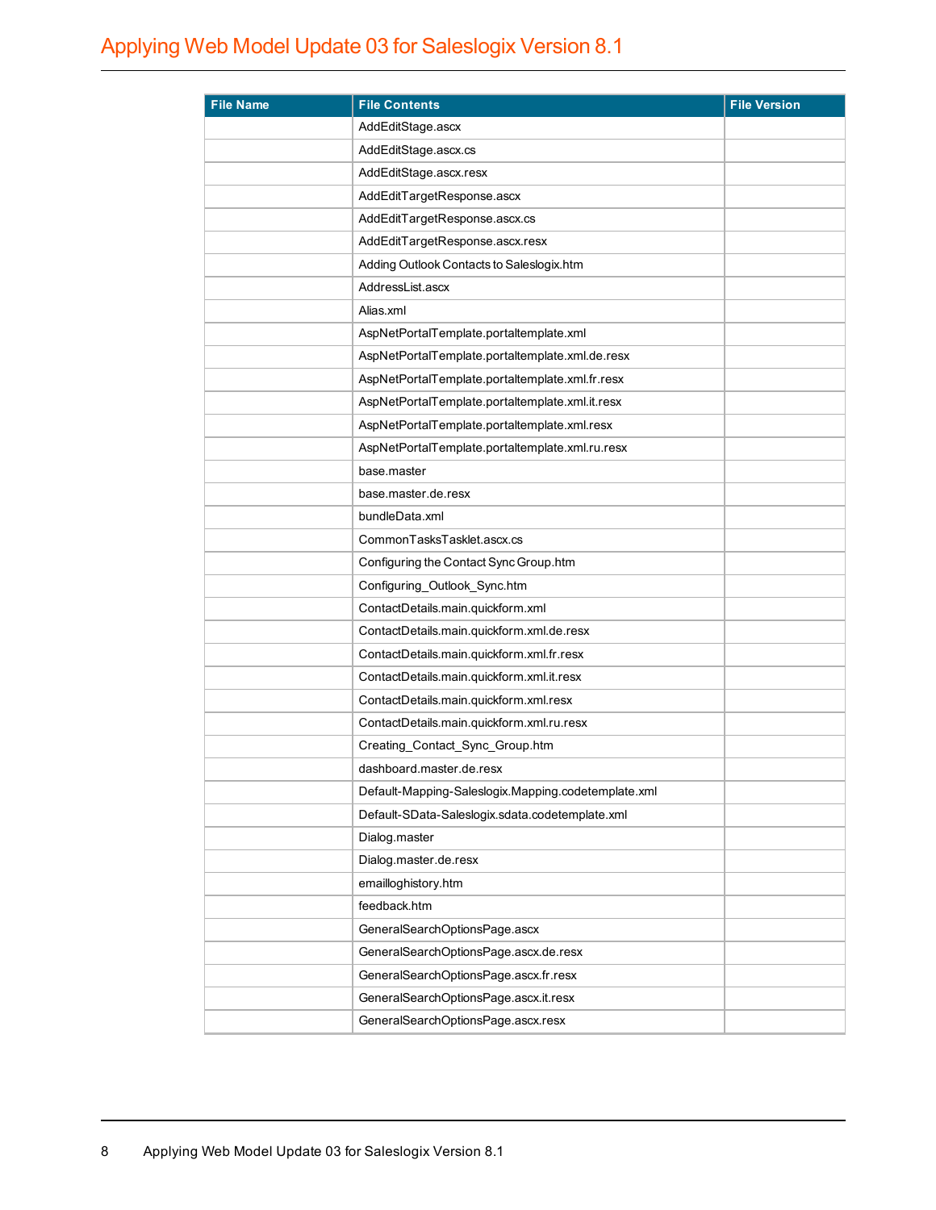| File Name | File Contents | File Version |
|---|---|---|
| | AddEditStage.ascx | |
| | AddEditStage.ascx.cs | |
| | AddEditStage.ascx.resx | |
| | AddEditTargetResponse.ascx | |
| | AddEditTargetResponse.ascx.cs | |
| | AddEditTargetResponse.ascx.resx | |
| | Adding Outlook Contacts to Saleslogix.htm | |
| | AddressList.ascx | |
| | Alias.xml | |
| | AspNetPortalTemplate.portaltemplate.xml | |
| | AspNetPortalTemplate.portaltemplate.xml.de.resx | |
| | AspNetPortalTemplate.portaltemplate.xml.fr.resx | |
| | AspNetPortalTemplate.portaltemplate.xml.it.resx | |
| | AspNetPortalTemplate.portaltemplate.xml.resx | |
| | AspNetPortalTemplate.portaltemplate.xml.ru.resx | |
| | base.master | |
| | base.master.de.resx | |
| | bundleData.xml | |
| | CommonTasksTasklet.ascx.cs | |
| | Configuring the Contact Sync Group.htm | |
| | Configuring_Outlook_Sync.htm | |
| | ContactDetails.main.quickform.xml | |
| | ContactDetails.main.quickform.xml.de.resx | |
| | ContactDetails.main.quickform.xml.fr.resx | |
| | ContactDetails.main.quickform.xml.it.resx | |
| | ContactDetails.main.quickform.xml.resx | |
| | ContactDetails.main.quickform.xml.ru.resx | |
| | Creating_Contact_Sync_Group.htm | |
| | dashboard.master.de.resx | |
| | Default-Mapping-Saleslogix.Mapping.codetemplate.xml | |
| | Default-SData-Saleslogix.sdata.codetemplate.xml | |
| | Dialog.master | |
| | Dialog.master.de.resx | |
| | emailloghistory.htm | |
| | feedback.htm | |
| | GeneralSearchOptionsPage.ascx | |
| | GeneralSearchOptionsPage.ascx.de.resx | |
| | GeneralSearchOptionsPage.ascx.fr.resx | |
| | GeneralSearchOptionsPage.ascx.it.resx | |
| | GeneralSearchOptionsPage.ascx.resx | |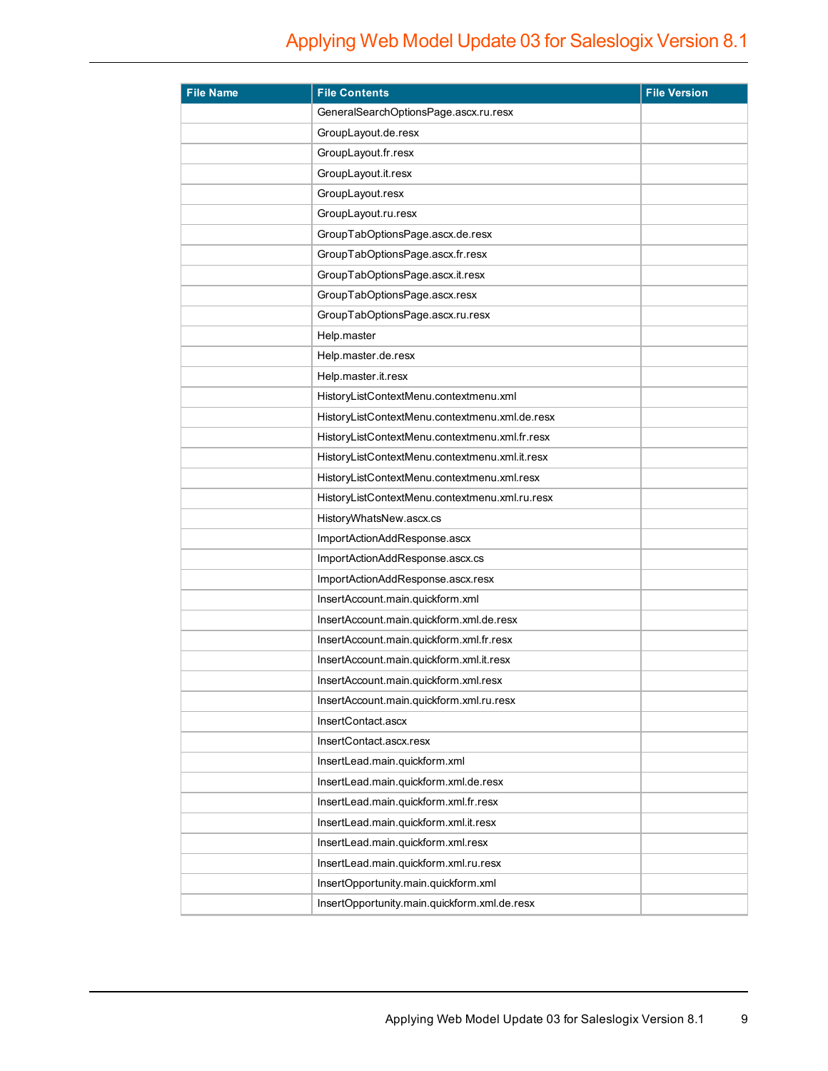| File Name | File Contents | File Version |
|---|---|---|
| | GeneralSearchOptionsPage.ascx.ru.resx | |
| | GroupLayout.de.resx | |
| | GroupLayout.fr.resx | |
| | GroupLayout.it.resx | |
| | GroupLayout.resx | |
| | GroupLayout.ru.resx | |
| | GroupTabOptionsPage.ascx.de.resx | |
| | GroupTabOptionsPage.ascx.fr.resx | |
| | GroupTabOptionsPage.ascx.it.resx | |
| | GroupTabOptionsPage.ascx.resx | |
| | GroupTabOptionsPage.ascx.ru.resx | |
| | Help.master | |
| | Help.master.de.resx | |
| | Help.master.it.resx | |
| | HistoryListContextMenu.contextmenu.xml | |
| | HistoryListContextMenu.contextmenu.xml.de.resx | |
| | HistoryListContextMenu.contextmenu.xml.fr.resx | |
| | HistoryListContextMenu.contextmenu.xml.it.resx | |
| | HistoryListContextMenu.contextmenu.xml.resx | |
| | HistoryListContextMenu.contextmenu.xml.ru.resx | |
| | HistoryWhatsNew.ascx.cs | |
| | ImportActionAddResponse.ascx | |
| | ImportActionAddResponse.ascx.cs | |
| | ImportActionAddResponse.ascx.resx | |
| | InsertAccount.main.quickform.xml | |
| | InsertAccount.main.quickform.xml.de.resx | |
| | InsertAccount.main.quickform.xml.fr.resx | |
| | InsertAccount.main.quickform.xml.it.resx | |
| | InsertAccount.main.quickform.xml.resx | |
| | InsertAccount.main.quickform.xml.ru.resx | |
| | InsertContact.ascx | |
| | InsertContact.ascx.resx | |
| | InsertLead.main.quickform.xml | |
| | InsertLead.main.quickform.xml.de.resx | |
| | InsertLead.main.quickform.xml.fr.resx | |
| | InsertLead.main.quickform.xml.it.resx | |
| | InsertLead.main.quickform.xml.resx | |
| | InsertLead.main.quickform.xml.ru.resx | |
| | InsertOpportunity.main.quickform.xml | |
| | InsertOpportunity.main.quickform.xml.de.resx | |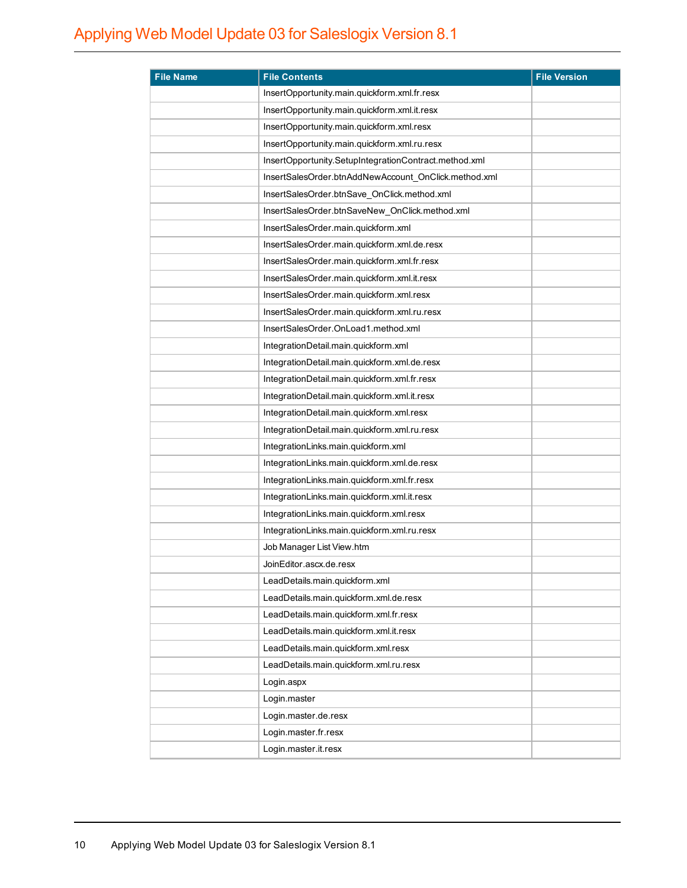| File Name | File Contents | File Version |
| --- | --- | --- |
| | InsertOpportunity.main.quickform.xml.fr.resx | |
| | InsertOpportunity.main.quickform.xml.it.resx | |
| | InsertOpportunity.main.quickform.xml.resx | |
| | InsertOpportunity.main.quickform.xml.ru.resx | |
| | InsertOpportunity.SetupIntegrationContract.method.xml | |
| | InsertSalesOrder.btnAddNewAccount_OnClick.method.xml | |
| | InsertSalesOrder.btnSave_OnClick.method.xml | |
| | InsertSalesOrder.btnSaveNew_OnClick.method.xml | |
| | InsertSalesOrder.main.quickform.xml | |
| | InsertSalesOrder.main.quickform.xml.de.resx | |
| | InsertSalesOrder.main.quickform.xml.fr.resx | |
| | InsertSalesOrder.main.quickform.xml.it.resx | |
| | InsertSalesOrder.main.quickform.xml.resx | |
| | InsertSalesOrder.main.quickform.xml.ru.resx | |
| | InsertSalesOrder.OnLoad1.method.xml | |
| | IntegrationDetail.main.quickform.xml | |
| | IntegrationDetail.main.quickform.xml.de.resx | |
| | IntegrationDetail.main.quickform.xml.fr.resx | |
| | IntegrationDetail.main.quickform.xml.it.resx | |
| | IntegrationDetail.main.quickform.xml.resx | |
| | IntegrationDetail.main.quickform.xml.ru.resx | |
| | IntegrationLinks.main.quickform.xml | |
| | IntegrationLinks.main.quickform.xml.de.resx | |
| | IntegrationLinks.main.quickform.xml.fr.resx | |
| | IntegrationLinks.main.quickform.xml.it.resx | |
| | IntegrationLinks.main.quickform.xml.resx | |
| | IntegrationLinks.main.quickform.xml.ru.resx | |
| | Job Manager List View.htm | |
| | JoinEditor.ascx.de.resx | |
| | LeadDetails.main.quickform.xml | |
| | LeadDetails.main.quickform.xml.de.resx | |
| | LeadDetails.main.quickform.xml.fr.resx | |
| | LeadDetails.main.quickform.xml.it.resx | |
| | LeadDetails.main.quickform.xml.resx | |
| | LeadDetails.main.quickform.xml.ru.resx | |
| | Login.aspx | |
| | Login.master | |
| | Login.master.de.resx | |
| | Login.master.fr.resx | |
| | Login.master.it.resx | |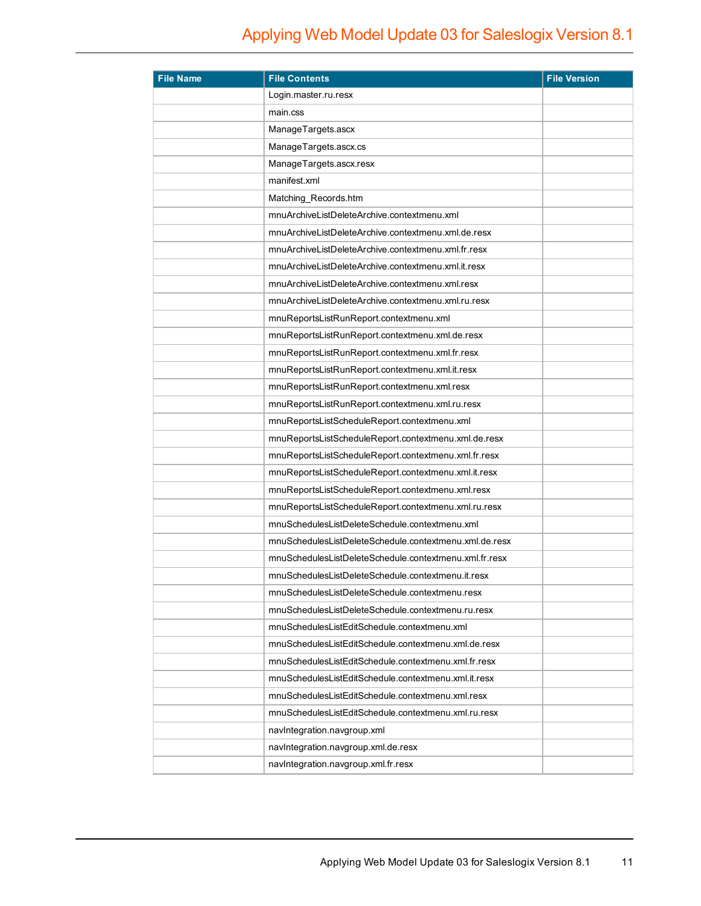| File Name | File Contents | File Version |
|---|---|---|
| | Login.master.ru.resx | |
| | main.css | |
| | ManageTargets.ascx | |
| | ManageTargets.ascx.cs | |
| | ManageTargets.ascx.resx | |
| | manifest.xml | |
| | Matching_Records.htm | |
| | mnuArchiveListDeleteArchive.contextmenu.xml | |
| | mnuArchiveListDeleteArchive.contextmenu.xml.de.resx | |
| | mnuArchiveListDeleteArchive.contextmenu.xml.fr.resx | |
| | mnuArchiveListDeleteArchive.contextmenu.xml.it.resx | |
| | mnuArchiveListDeleteArchive.contextmenu.xml.resx | |
| | mnuArchiveListDeleteArchive.contextmenu.xml.ru.resx | |
| | mnuReportsListRunReport.contextmenu.xml | |
| | mnuReportsListRunReport.contextmenu.xml.de.resx | |
| | mnuReportsListRunReport.contextmenu.xml.fr.resx | |
| | mnuReportsListRunReport.contextmenu.xml.it.resx | |
| | mnuReportsListRunReport.contextmenu.xml.resx | |
| | mnuReportsListRunReport.contextmenu.xml.ru.resx | |
| | mnuReportsListScheduleReport.contextmenu.xml | |
| | mnuReportsListScheduleReport.contextmenu.xml.de.resx | |
| | mnuReportsListScheduleReport.contextmenu.xml.fr.resx | |
| | mnuReportsListScheduleReport.contextmenu.xml.it.resx | |
| | mnuReportsListScheduleReport.contextmenu.xml.resx | |
| | mnuReportsListScheduleReport.contextmenu.xml.ru.resx | |
| | mnuSchedulesListDeleteSchedule.contextmenu.xml | |
| | mnuSchedulesListDeleteSchedule.contextmenu.xml.de.resx | |
| | mnuSchedulesListDeleteSchedule.contextmenu.xml.fr.resx | |
| | mnuSchedulesListDeleteSchedule.contextmenu.it.resx | |
| | mnuSchedulesListDeleteSchedule.contextmenu.resx | |
| | mnuSchedulesListDeleteSchedule.contextmenu.ru.resx | |
| | mnuSchedulesListEditSchedule.contextmenu.xml | |
| | mnuSchedulesListEditSchedule.contextmenu.xml.de.resx | |
| | mnuSchedulesListEditSchedule.contextmenu.xml.fr.resx | |
| | mnuSchedulesListEditSchedule.contextmenu.xml.it.resx | |
| | mnuSchedulesListEditSchedule.contextmenu.xml.resx | |
| | mnuSchedulesListEditSchedule.contextmenu.xml.ru.resx | |
| | navIntegration.navgroup.xml | |
| | navIntegration.navgroup.xml.de.resx | |
| | navIntegration.navgroup.xml.fr.resx | |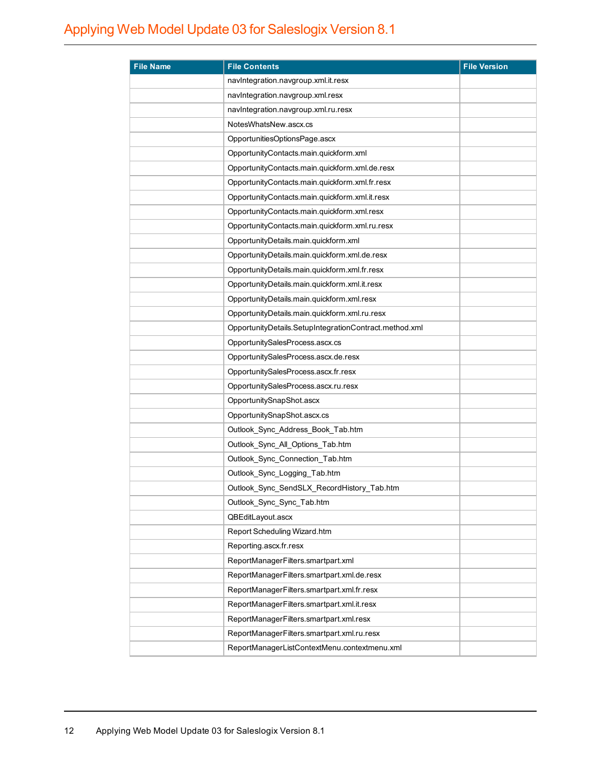| File Name | File Contents | File Version |
| --- | --- | --- |
| | navIntegration.navgroup.xml.it.resx | |
| | navIntegration.navgroup.xml.resx | |
| | navIntegration.navgroup.xml.ru.resx | |
| | NotesWhatsNew.ascx.cs | |
| | OpportunitiesOptionsPage.ascx | |
| | OpportunityContacts.main.quickform.xml | |
| | OpportunityContacts.main.quickform.xml.de.resx | |
| | OpportunityContacts.main.quickform.xml.fr.resx | |
| | OpportunityContacts.main.quickform.xml.it.resx | |
| | OpportunityContacts.main.quickform.xml.resx | |
| | OpportunityContacts.main.quickform.xml.ru.resx | |
| | OpportunityDetails.main.quickform.xml | |
| | OpportunityDetails.main.quickform.xml.de.resx | |
| | OpportunityDetails.main.quickform.xml.fr.resx | |
| | OpportunityDetails.main.quickform.xml.it.resx | |
| | OpportunityDetails.main.quickform.xml.resx | |
| | OpportunityDetails.main.quickform.xml.ru.resx | |
| | OpportunityDetails.SetupIntegrationContract.method.xml | |
| | OpportunitySalesProcess.ascx.cs | |
| | OpportunitySalesProcess.ascx.de.resx | |
| | OpportunitySalesProcess.ascx.fr.resx | |
| | OpportunitySalesProcess.ascx.ru.resx | |
| | OpportunitySnapShot.ascx | |
| | OpportunitySnapShot.ascx.cs | |
| | Outlook_Sync_Address_Book_Tab.htm | |
| | Outlook_Sync_All_Options_Tab.htm | |
| | Outlook_Sync_Connection_Tab.htm | |
| | Outlook_Sync_Logging_Tab.htm | |
| | Outlook_Sync_SendSLX_RecordHistory_Tab.htm | |
| | Outlook_Sync_Sync_Tab.htm | |
| | QBEditLayout.ascx | |
| | Report Scheduling Wizard.htm | |
| | Reporting.ascx.fr.resx | |
| | ReportManagerFilters.smartpart.xml | |
| | ReportManagerFilters.smartpart.xml.de.resx | |
| | ReportManagerFilters.smartpart.xml.fr.resx | |
| | ReportManagerFilters.smartpart.xml.it.resx | |
| | ReportManagerFilters.smartpart.xml.resx | |
| | ReportManagerFilters.smartpart.xml.ru.resx | |
| | ReportManagerListContextMenu.contextmenu.xml | |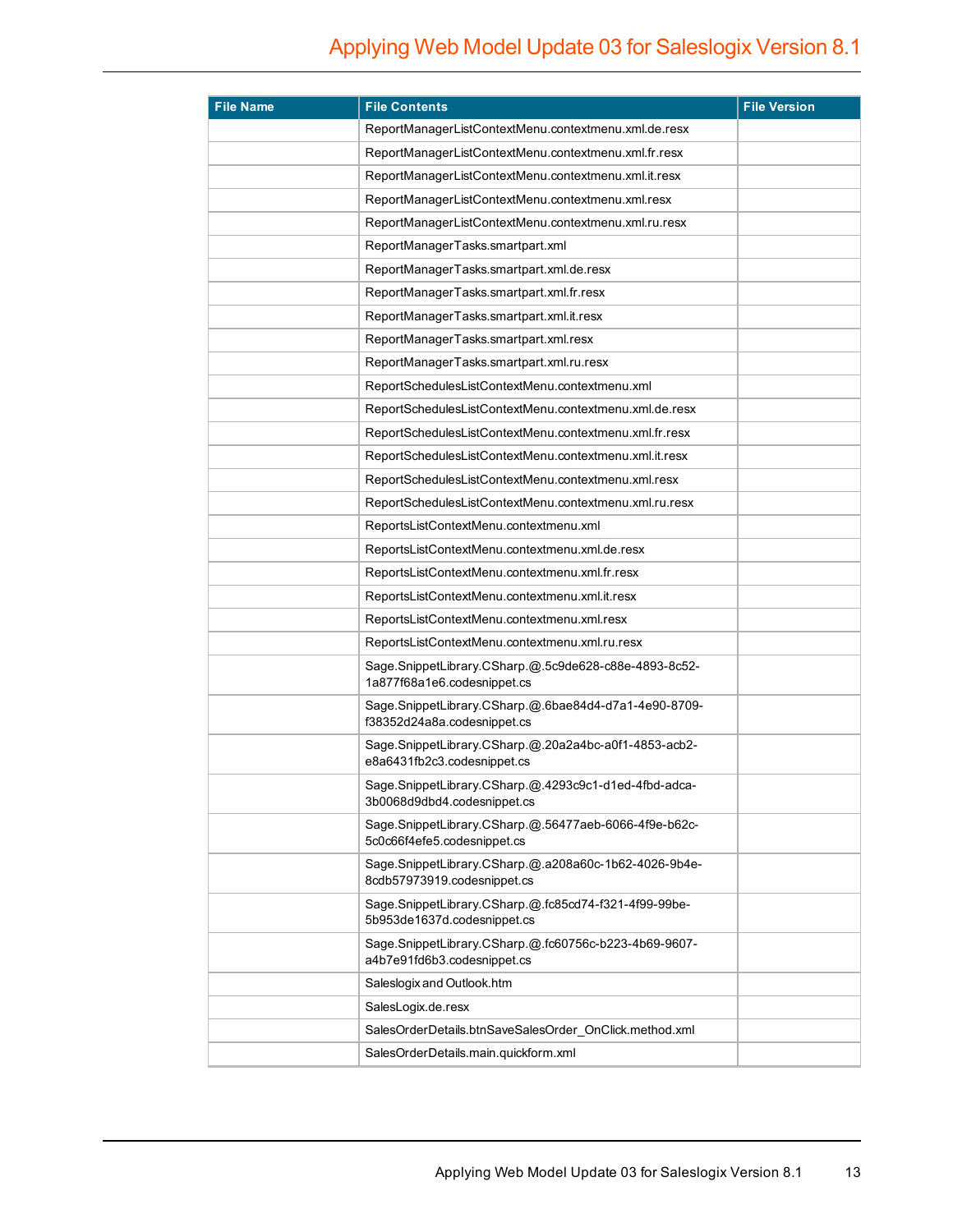| File Name | File Contents | File Version |
|---|---|---|
| | ReportManagerListContextMenu.contextmenu.xml.de.resx | |
| | ReportManagerListContextMenu.contextmenu.xml.fr.resx | |
| | ReportManagerListContextMenu.contextmenu.xml.it.resx | |
| | ReportManagerListContextMenu.contextmenu.xml.resx | |
| | ReportManagerListContextMenu.contextmenu.xml.ru.resx | |
| | ReportManagerTasks.smartpart.xml | |
| | ReportManagerTasks.smartpart.xml.de.resx | |
| | ReportManagerTasks.smartpart.xml.fr.resx | |
| | ReportManagerTasks.smartpart.xml.it.resx | |
| | ReportManagerTasks.smartpart.xml.resx | |
| | ReportManagerTasks.smartpart.xml.ru.resx | |
| | ReportSchedulesListContextMenu.contextmenu.xml | |
| | ReportSchedulesListContextMenu.contextmenu.xml.de.resx | |
| | ReportSchedulesListContextMenu.contextmenu.xml.fr.resx | |
| | ReportSchedulesListContextMenu.contextmenu.xml.it.resx | |
| | ReportSchedulesListContextMenu.contextmenu.xml.resx | |
| | ReportSchedulesListContextMenu.contextmenu.xml.ru.resx | |
| | ReportsListContextMenu.contextmenu.xml | |
| | ReportsListContextMenu.contextmenu.xml.de.resx | |
| | ReportsListContextMenu.contextmenu.xml.fr.resx | |
| | ReportsListContextMenu.contextmenu.xml.it.resx | |
| | ReportsListContextMenu.contextmenu.xml.resx | |
| | ReportsListContextMenu.contextmenu.xml.ru.resx | |
| | Sage.SnippetLibrary.CSharp.@.5c9de628-c88e-4893-8c52-1a877f68a1e6.codesnippet.cs | |
| | Sage.SnippetLibrary.CSharp.@.6bae84d4-d7a1-4e90-8709-f38352d24a8a.codesnippet.cs | |
| | Sage.SnippetLibrary.CSharp.@.20a2a4bc-a0f1-4853-acb2-e8a6431fb2c3.codesnippet.cs | |
| | Sage.SnippetLibrary.CSharp.@.4293c9c1-d1ed-4fbd-adca-3b0068d9dbd4.codesnippet.cs | |
| | Sage.SnippetLibrary.CSharp.@.56477aeb-6066-4f9e-b62c-5c0c66f4efe5.codesnippet.cs | |
| | Sage.SnippetLibrary.CSharp.@.a208a60c-1b62-4026-9b4e-8cdb57973919.codesnippet.cs | |
| | Sage.SnippetLibrary.CSharp.@.fc85cd74-f321-4f99-99be-5b953de1637d.codesnippet.cs | |
| | Sage.SnippetLibrary.CSharp.@.fc60756c-b223-4b69-9607-a4b7e91fd6b3.codesnippet.cs | |
| | Saleslogix and Outlook.htm | |
| | SalesLogix.de.resx | |
| | SalesOrderDetails.btnSaveSalesOrder_OnClick.method.xml | |
| | SalesOrderDetails.main.quickform.xml | |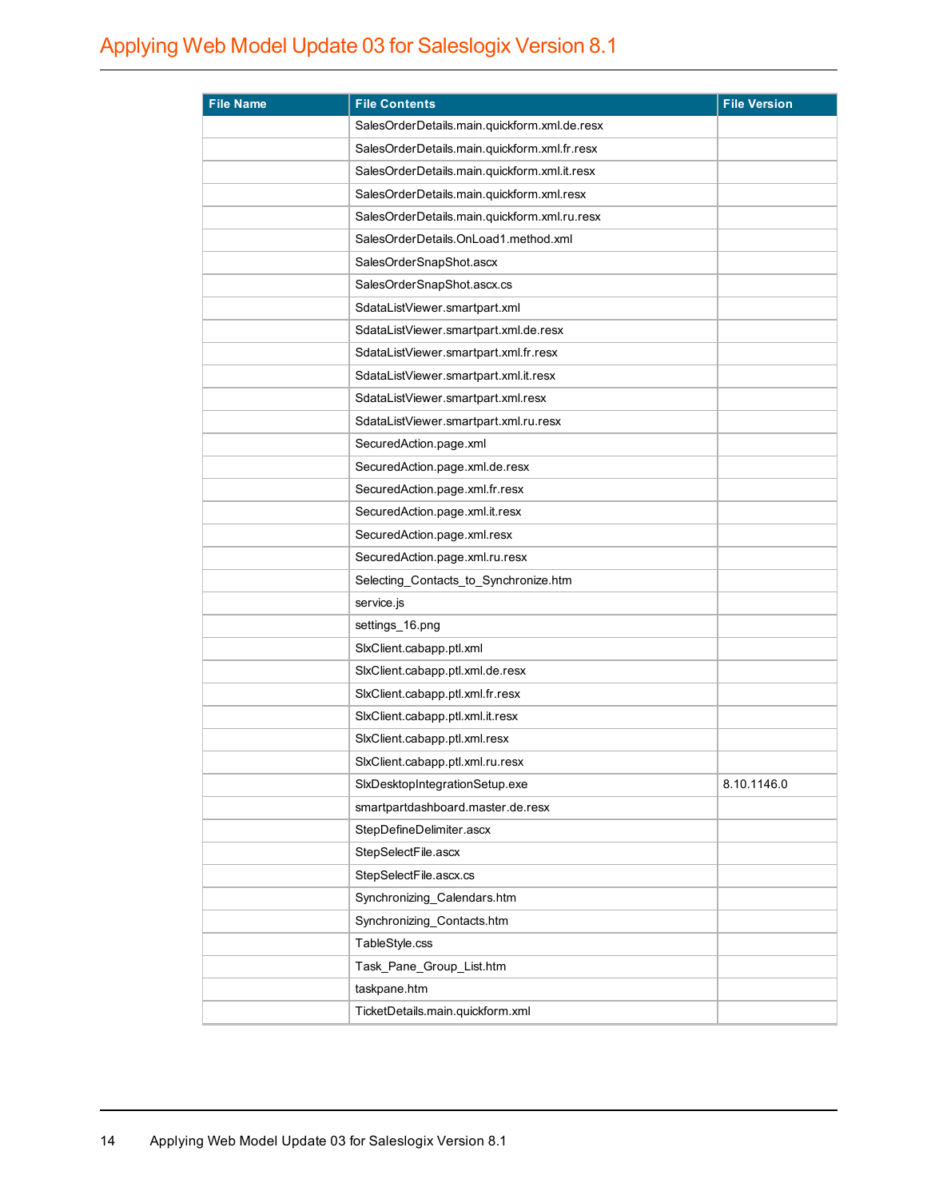| File Name | File Contents | File Version |
| --- | --- | --- |
| | SalesOrderDetails.main.quickform.xml.de.resx | |
| | SalesOrderDetails.main.quickform.xml.fr.resx | |
| | SalesOrderDetails.main.quickform.xml.it.resx | |
| | SalesOrderDetails.main.quickform.xml.resx | |
| | SalesOrderDetails.main.quickform.xml.ru.resx | |
| | SalesOrderDetails.OnLoad1.method.xml | |
| | SalesOrderSnapShot.ascx | |
| | SalesOrderSnapShot.ascx.cs | |
| | SdataListViewer.smartpart.xml | |
| | SdataListViewer.smartpart.xml.de.resx | |
| | SdataListViewer.smartpart.xml.fr.resx | |
| | SdataListViewer.smartpart.xml.it.resx | |
| | SdataListViewer.smartpart.xml.resx | |
| | SdataListViewer.smartpart.xml.ru.resx | |
| | SecuredAction.page.xml | |
| | SecuredAction.page.xml.de.resx | |
| | SecuredAction.page.xml.fr.resx | |
| | SecuredAction.page.xml.it.resx | |
| | SecuredAction.page.xml.resx | |
| | SecuredAction.page.xml.ru.resx | |
| | Selecting_Contacts_to_Synchronize.htm | |
| | service.js | |
| | settings_16.png | |
| | SlxClient.cabapp.ptl.xml | |
| | SlxClient.cabapp.ptl.xml.de.resx | |
| | SlxClient.cabapp.ptl.xml.fr.resx | |
| | SlxClient.cabapp.ptl.xml.it.resx | |
| | SlxClient.cabapp.ptl.xml.resx | |
| | SlxClient.cabapp.ptl.xml.ru.resx | |
| | SlxDesktopIntegrationSetup.exe | 8.10.1146.0 |
| | smartpartdashboard.master.de.resx | |
| | StepDefineDelimiter.ascx | |
| | StepSelectFile.ascx | |
| | StepSelectFile.ascx.cs | |
| | Synchronizing_Calendars.htm | |
| | Synchronizing_Contacts.htm | |
| | TableStyle.css | |
| | Task_Pane_Group_List.htm | |
| | taskpane.htm | |
| | TicketDetails.main.quickform.xml | |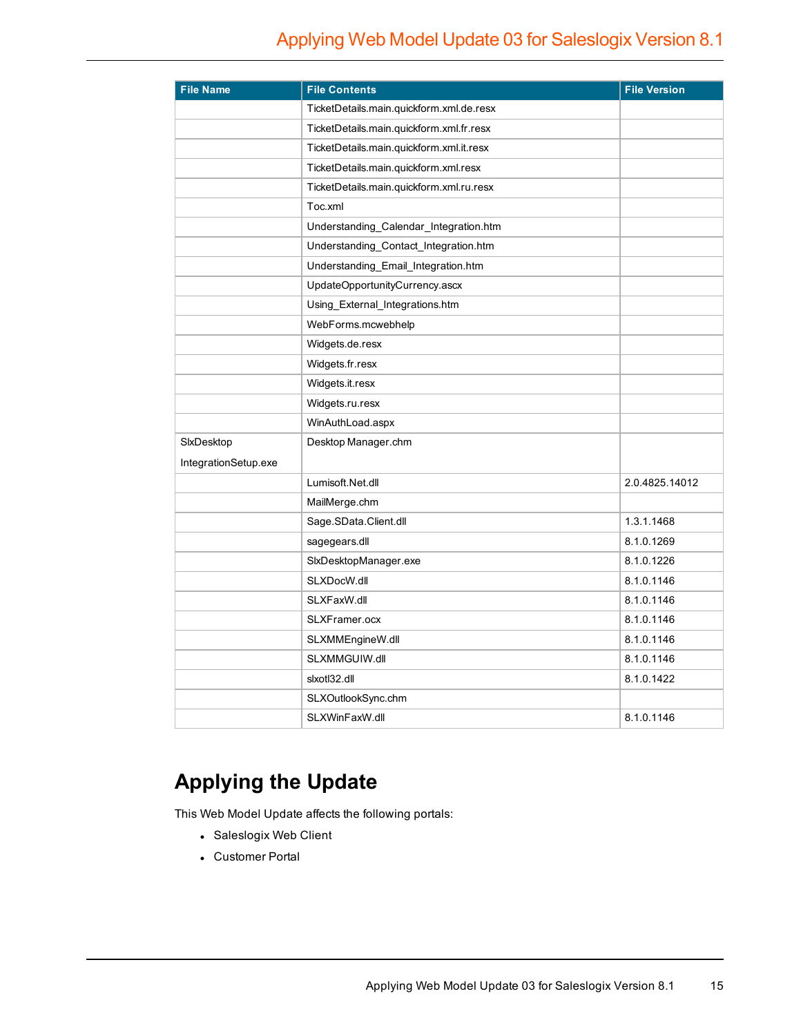| File Name | File Contents | File Version |
|---|---|---|
| | TicketDetails.main.quickform.xml.de.resx | |
| | TicketDetails.main.quickform.xml.fr.resx | |
| | TicketDetails.main.quickform.xml.it.resx | |
| | TicketDetails.main.quickform.xml.resx | |
| | TicketDetails.main.quickform.xml.ru.resx | |
| | Toc.xml | |
| | Understanding_Calendar_Integration.htm | |
| | Understanding_Contact_Integration.htm | |
| | Understanding_Email_Integration.htm | |
| | UpdateOpportunityCurrency.ascx | |
| | Using_External_Integrations.htm | |
| | WebForms.mcwebhelp | |
| | Widgets.de.resx | |
| | Widgets.fr.resx | |
| | Widgets.it.resx | |
| | Widgets.ru.resx | |
| | WinAuthLoad.aspx | |
| SlxDesktop IntegrationSetup.exe | Desktop Manager.chm | |
| | Lumisoft.Net.dll | 2.0.4825.14012 |
| | MailMerge.chm | |
| | Sage.SData.Client.dll | 1.3.1.1468 |
| | sagegears.dll | 8.1.0.1269 |
| | SlxDesktopManager.exe | 8.1.0.1226 |
| | SLXDocW.dll | 8.1.0.1146 |
| | SLXFaxW.dll | 8.1.0.1146 |
| | SLXFramer.ocx | 8.1.0.1146 |
| | SLXMMEngineW.dll | 8.1.0.1146 |
| | SLXMMGUIW.dll | 8.1.0.1146 |
| | slxotl32.dll | 8.1.0.1422 |
| | SLXOutlookSync.chm | |
| | SLXWinFaxW.dll | 8.1.0.1146 |

# Applying the Update

This Web Model Update affects the following portals:

- Saleslogix Web Client
- Customer Portal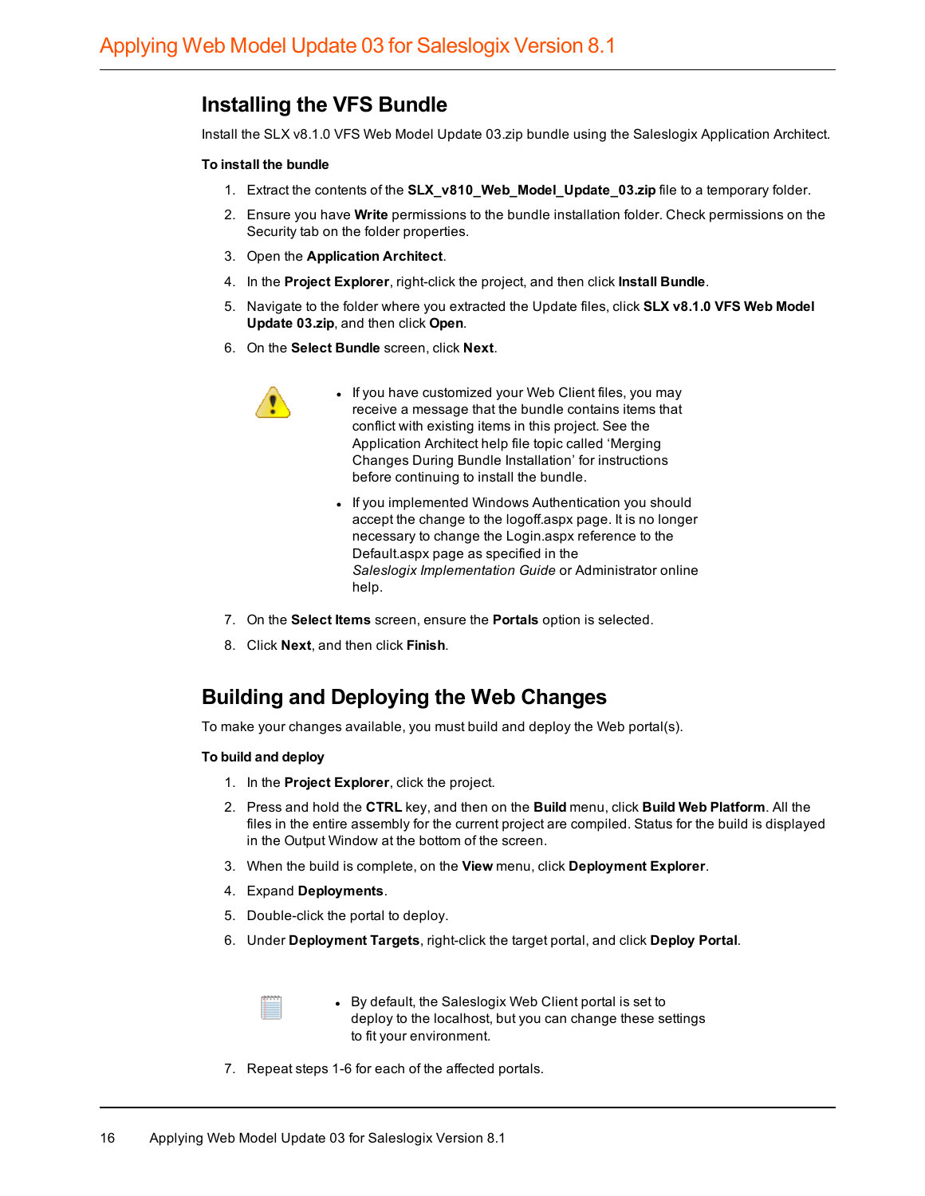## Installing the VFS Bundle

Install the SLX v8.1.0 VFS Web Model Update 03.zip bundle using the Saleslogix Application Architect.

**To install the bundle**

1. Extract the contents of the **SLX_v810_Web_Model_Update_03.zip** file to a temporary folder.
2. Ensure you have **Write** permissions to the bundle installation folder. Check permissions on the Security tab on the folder properties.
3. Open the **Application Architect**.
4. In the **Project Explorer**, right-click the project, and then click **Install Bundle**.
5. Navigate to the folder where you extracted the Update files, click **SLX v8.1.0 VFS Web Model Update 03.zip**, and then click **Open**.
6. On the **Select Bundle** screen, click **Next**.

   - If you have customized your Web Client files, you may receive a message that the bundle contains items that conflict with existing items in this project. See the Application Architect help file topic called 'Merging Changes During Bundle Installation' for instructions before continuing to install the bundle.
   - If you implemented Windows Authentication you should accept the change to the logoff.aspx page. It is no longer necessary to change the Login.aspx reference to the Default.aspx page as specified in the *Saleslogix Implementation Guide* or Administrator online help.

7. On the **Select Items** screen, ensure the **Portals** option is selected.
8. Click **Next**, and then click **Finish**.

## Building and Deploying the Web Changes

To make your changes available, you must build and deploy the Web portal(s).

**To build and deploy**

1. In the **Project Explorer**, click the project.
2. Press and hold the **CTRL** key, and then on the **Build** menu, click **Build Web Platform**. All the files in the entire assembly for the current project are compiled. Status for the build is displayed in the Output Window at the bottom of the screen.
3. When the build is complete, on the **View** menu, click **Deployment Explorer**.
4. Expand **Deployments**.
5. Double-click the portal to deploy.
6. Under **Deployment Targets**, right-click the target portal, and click **Deploy Portal**.

   - By default, the Saleslogix Web Client portal is set to deploy to the localhost, but you can change these settings to fit your environment.

7. Repeat steps 1-6 for each of the affected portals.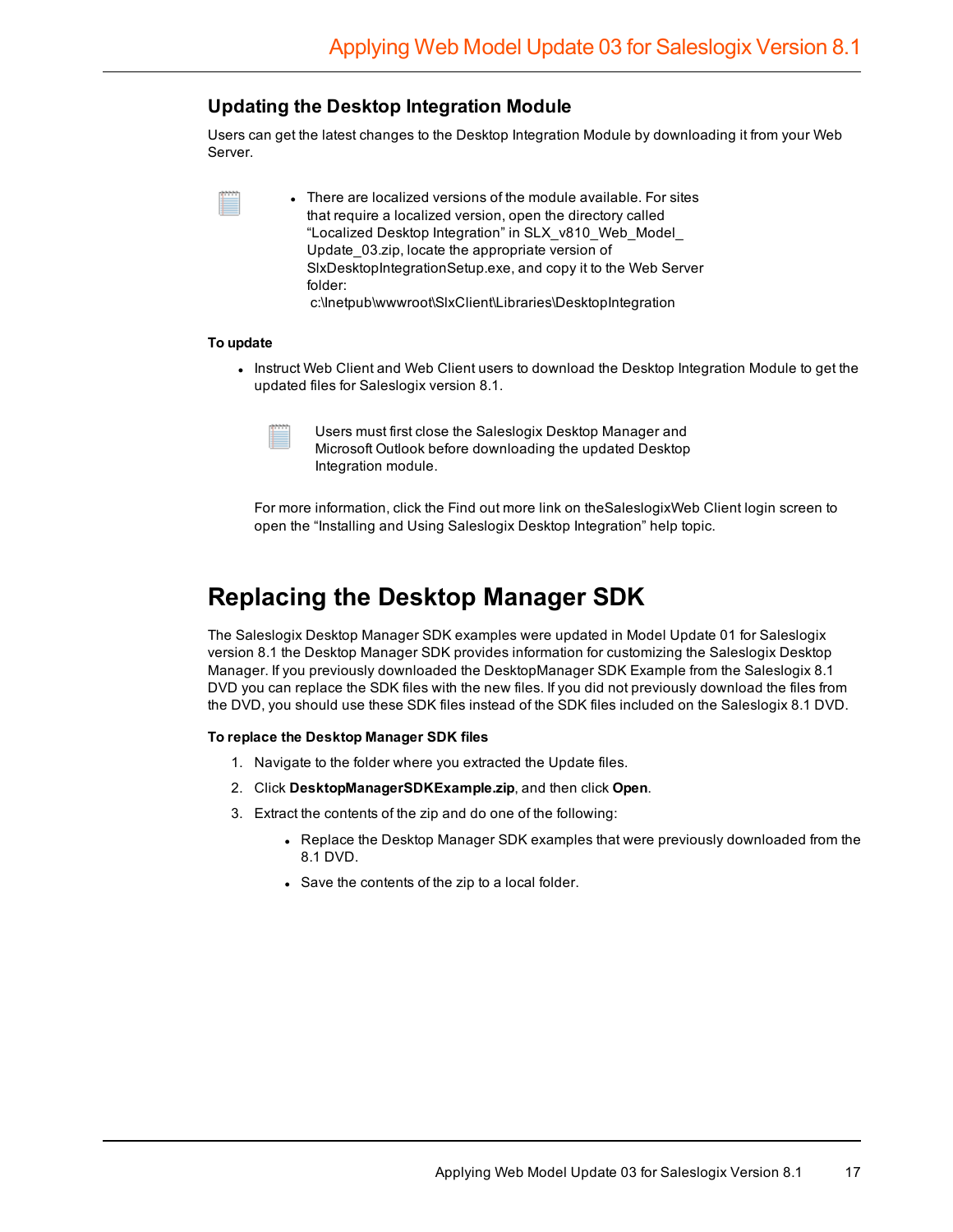## Updating the Desktop Integration Module

Users can get the latest changes to the Desktop Integration Module by downloading it from your Web Server.

- There are localized versions of the module available. For sites that require a localized version, open the directory called "Localized Desktop Integration" in SLX_v810_Web_Model_Update_03.zip, locate the appropriate version of SlxDesktopIntegrationSetup.exe, and copy it to the Web Server folder:
  c:\Inetpub\wwwroot\SlxClient\Libraries\DesktopIntegration

**To update**

- Instruct Web Client and Web Client users to download the Desktop Integration Module to get the updated files for Saleslogix version 8.1.

  Users must first close the Saleslogix Desktop Manager and Microsoft Outlook before downloading the updated Desktop Integration module.

  For more information, click the Find out more link on theSaleslogixWeb Client login screen to open the "Installing and Using Saleslogix Desktop Integration" help topic.

# Replacing the Desktop Manager SDK

The Saleslogix Desktop Manager SDK examples were updated in Model Update 01 for Saleslogix version 8.1 the Desktop Manager SDK provides information for customizing the Saleslogix Desktop Manager. If you previously downloaded the DesktopManager SDK Example from the Saleslogix 8.1 DVD you can replace the SDK files with the new files. If you did not previously download the files from the DVD, you should use these SDK files instead of the SDK files included on the Saleslogix 8.1 DVD.

**To replace the Desktop Manager SDK files**

1. Navigate to the folder where you extracted the Update files.
2. Click **DesktopManagerSDKExample.zip**, and then click **Open**.
3. Extract the contents of the zip and do one of the following:
   - Replace the Desktop Manager SDK examples that were previously downloaded from the 8.1 DVD.
   - Save the contents of the zip to a local folder.